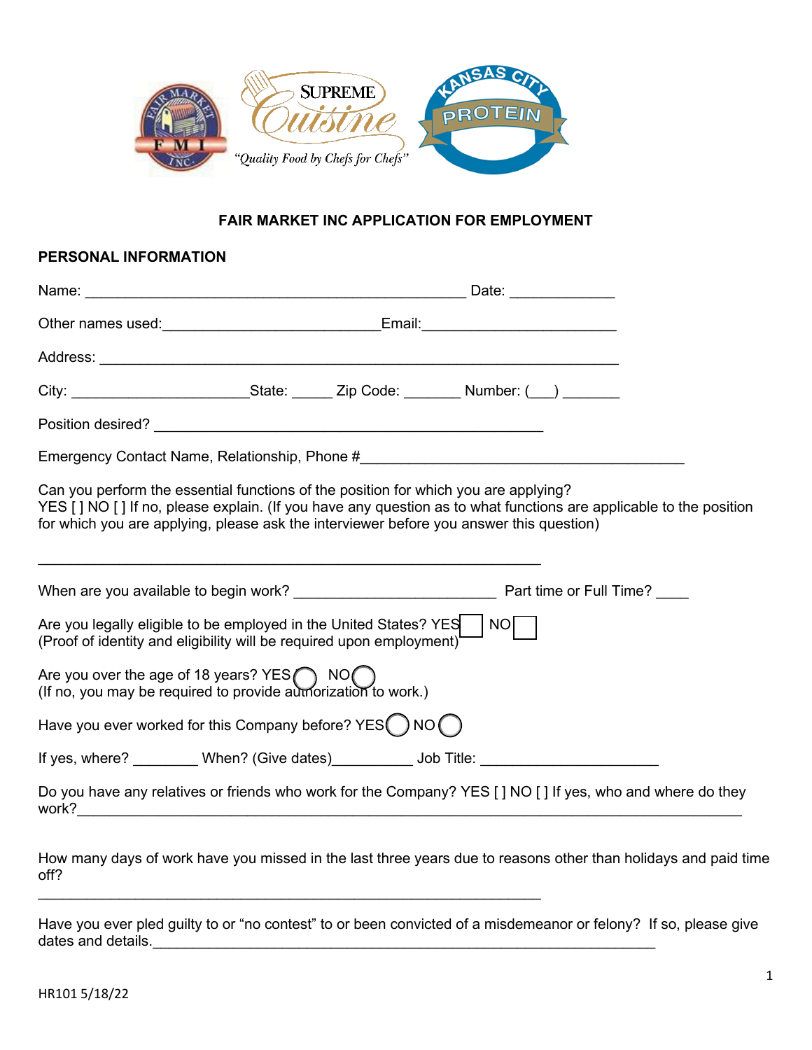SUPREME Cuisine

*"Quality Food by Chefs for Chefs"*

KANSAS CITY PROTEIN

## FAIR MARKET INC APPLICATION FOR EMPLOYMENT

### PERSONAL INFORMATION

Name: ____________________________________________ Date: ____________

Other names used:_________________________Email:______________________

Address: ________________________________________________________________

City: _____________________State: _____ Zip Code: _______ Number: (___) _______

Position desired? ____________________________________________

Emergency Contact Name, Relationship, Phone #_____________________________________

Can you perform the essential functions of the position for which you are applying?
YES [ ] NO [ ] If no, please explain. (If you have any question as to what functions are applicable to the position for which you are applying, please ask the interviewer before you answer this question)

___________________________________________________________

When are you available to begin work? _______________________ Part time or Full Time? ____

Are you legally eligible to be employed in the United States? YES ☐ NO ☐
(Proof of identity and eligibility will be required upon employment)

Are you over the age of 18 years? YES ◯ NO ◯
(If no, you may be required to provide authorization to work.)

Have you ever worked for this Company before? YES ◯ NO ◯

If yes, where? ________ When? (Give dates)_________ Job Title: _____________________

Do you have any relatives or friends who work for the Company? YES [ ] NO [ ] If yes, who and where do they work?_____________________________________________________________________________

How many days of work have you missed in the last three years due to reasons other than holidays and paid time off?

___________________________________________________________

Have you ever pled guilty to or "no contest" to or been convicted of a misdemeanor or felony? If so, please give dates and details._______________________________________________________

HR101 5/18/22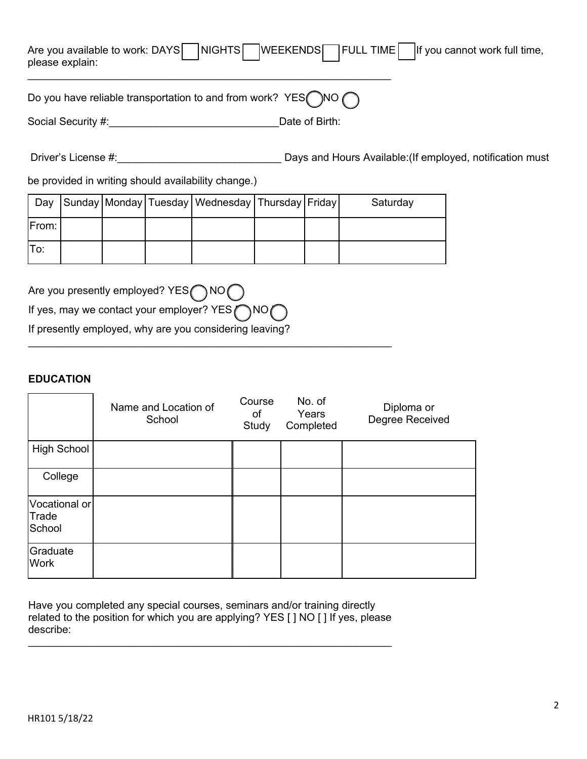Are you available to work: DAYS [ ] NIGHTS [ ] WEEKENDS [ ] FULL TIME [ ] If you cannot work full time, please explain:

\_\_\_\_\_\_\_\_\_\_\_\_\_\_\_\_\_\_\_\_\_\_\_\_\_\_\_\_\_\_\_\_\_\_\_\_\_\_\_\_\_\_\_\_\_\_\_\_\_\_\_\_\_\_\_\_\_\_\_\_\_\_

Do you have reliable transportation to and from work? YES ◯ NO ◯

Social Security #:\_\_\_\_\_\_\_\_\_\_\_\_\_\_\_\_\_\_\_\_\_\_\_\_\_\_\_\_\_Date of Birth:

Driver's License #:\_\_\_\_\_\_\_\_\_\_\_\_\_\_\_\_\_\_\_\_\_\_\_\_\_\_\_\_ Days and Hours Available:(If employed, notification must be provided in writing should availability change.)

| Day | Sunday | Monday | Tuesday | Wednesday | Thursday | Friday | Saturday |
|---|---|---|---|---|---|---|---|
| From: | | | | | | | |
| To: | | | | | | | |

Are you presently employed? YES ◯ NO ◯

If yes, may we contact your employer? YES ◯ NO ◯

If presently employed, why are you considering leaving?

\_\_\_\_\_\_\_\_\_\_\_\_\_\_\_\_\_\_\_\_\_\_\_\_\_\_\_\_\_\_\_\_\_\_\_\_\_\_\_\_\_\_\_\_\_\_\_\_\_\_\_\_\_\_\_\_\_\_\_\_\_\_

**EDUCATION**

| | Name and Location of School | Course of Study | No. of Years Completed | Diploma or Degree Received |
|---|---|---|---|---|
| High School | | | | |
| College | | | | |
| Vocational or Trade School | | | | |
| Graduate Work | | | | |

Have you completed any special courses, seminars and/or training directly related to the position for which you are applying? YES [ ] NO [ ] If yes, please describe:

\_\_\_\_\_\_\_\_\_\_\_\_\_\_\_\_\_\_\_\_\_\_\_\_\_\_\_\_\_\_\_\_\_\_\_\_\_\_\_\_\_\_\_\_\_\_\_\_\_\_\_\_\_\_\_\_\_\_\_\_\_\_

HR101 5/18/22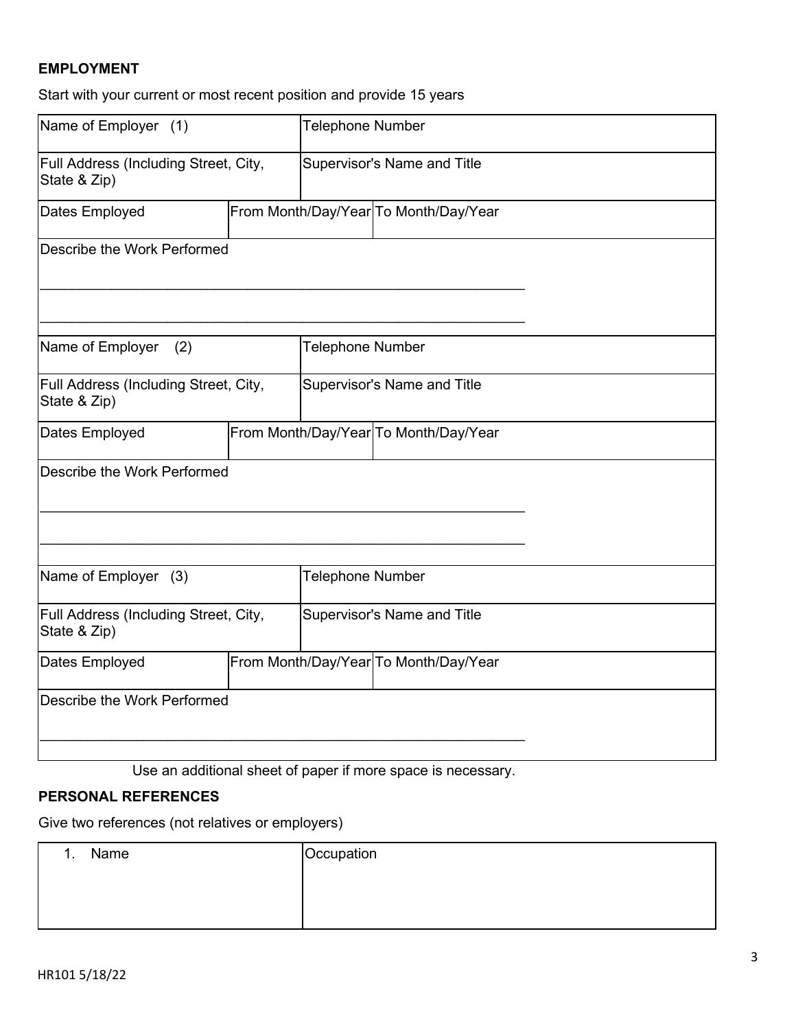**EMPLOYMENT**

Start with your current or most recent position and provide 15 years

| Name of Employer (1) | | Telephone Number |
|---|---|---|
| Full Address (Including Street, City, State & Zip) | | Supervisor's Name and Title |
| Dates Employed | From Month/Day/Year | To Month/Day/Year |
| Describe the Work Performed<br>\_\_\_\_\_\_\_\_\_\_\_\_\_\_\_\_\_\_\_\_\_\_\_\_\_\_\_\_\_\_\_\_\_\_\_\_\_\_\_\_\_\_\_\_\_\_\_\_\_\_\_\_\_\_\_\_\_\_\_\_<br>\_\_\_\_\_\_\_\_\_\_\_\_\_\_\_\_\_\_\_\_\_\_\_\_\_\_\_\_\_\_\_\_\_\_\_\_\_\_\_\_\_\_\_\_\_\_\_\_\_\_\_\_\_\_\_\_\_\_\_\_ | | |
| Name of Employer (2) | | Telephone Number |
| Full Address (Including Street, City, State & Zip) | | Supervisor's Name and Title |
| Dates Employed | From Month/Day/Year | To Month/Day/Year |
| Describe the Work Performed<br>\_\_\_\_\_\_\_\_\_\_\_\_\_\_\_\_\_\_\_\_\_\_\_\_\_\_\_\_\_\_\_\_\_\_\_\_\_\_\_\_\_\_\_\_\_\_\_\_\_\_\_\_\_\_\_\_\_\_\_\_<br>\_\_\_\_\_\_\_\_\_\_\_\_\_\_\_\_\_\_\_\_\_\_\_\_\_\_\_\_\_\_\_\_\_\_\_\_\_\_\_\_\_\_\_\_\_\_\_\_\_\_\_\_\_\_\_\_\_\_\_\_ | | |
| Name of Employer (3) | | Telephone Number |
| Full Address (Including Street, City, State & Zip) | | Supervisor's Name and Title |
| Dates Employed | From Month/Day/Year | To Month/Day/Year |
| Describe the Work Performed<br>\_\_\_\_\_\_\_\_\_\_\_\_\_\_\_\_\_\_\_\_\_\_\_\_\_\_\_\_\_\_\_\_\_\_\_\_\_\_\_\_\_\_\_\_\_\_\_\_\_\_\_\_\_\_\_\_\_\_\_\_ | | |

Use an additional sheet of paper if more space is necessary.

**PERSONAL REFERENCES**

Give two references (not relatives or employers)

| 1. Name | Occupation |
|---|---|
| | |

HR101 5/18/22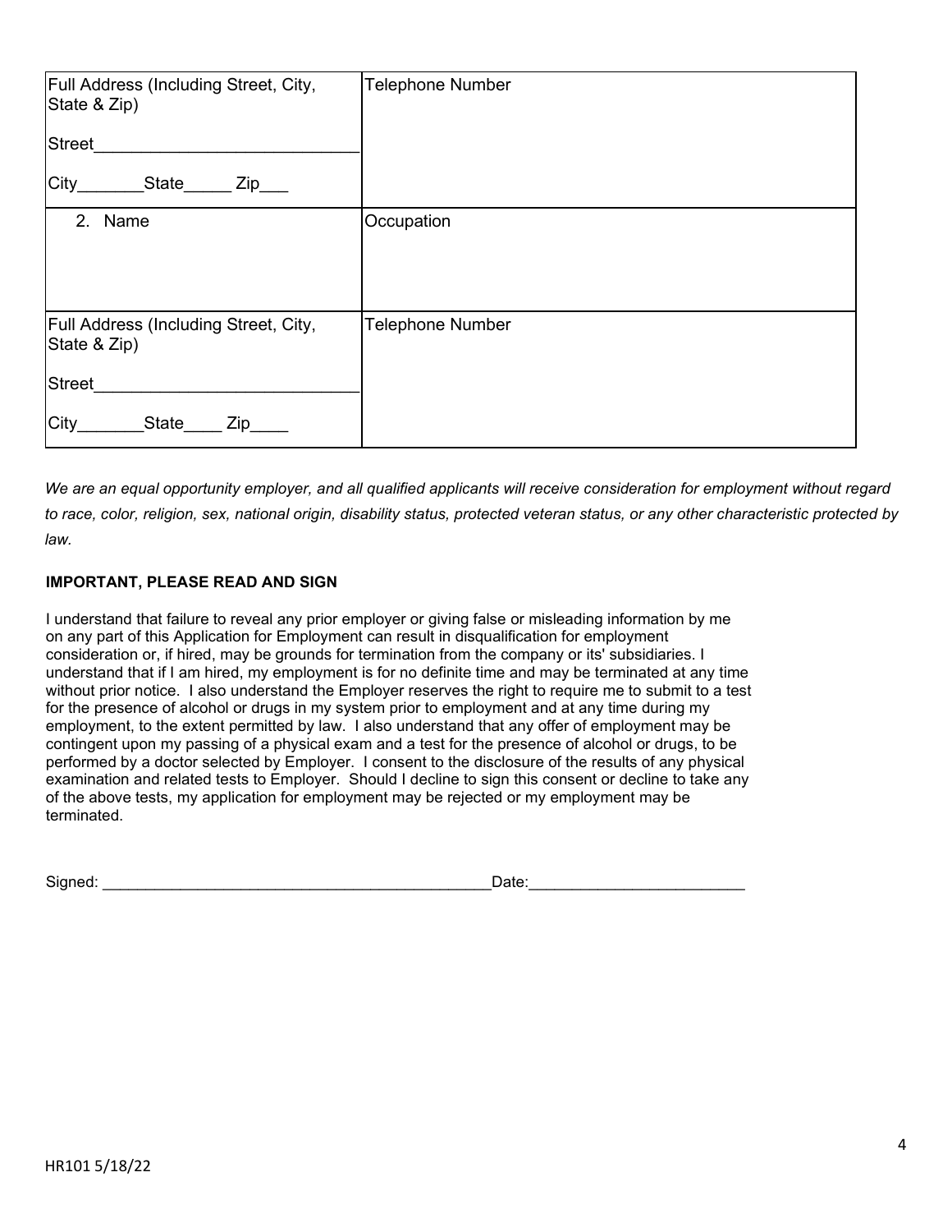| | |
|---|---|
| Full Address (Including Street, City, State & Zip)<br><br>Street___________________________<br><br>City_______State_____ Zip___ | Telephone Number |
| 2. Name | Occupation |
| Full Address (Including Street, City, State & Zip)<br><br>Street___________________________<br><br>City_______State____ Zip____ | Telephone Number |

*We are an equal opportunity employer, and all qualified applicants will receive consideration for employment without regard to race, color, religion, sex, national origin, disability status, protected veteran status, or any other characteristic protected by law.*

**IMPORTANT, PLEASE READ AND SIGN**

I understand that failure to reveal any prior employer or giving false or misleading information by me on any part of this Application for Employment can result in disqualification for employment consideration or, if hired, may be grounds for termination from the company or its' subsidiaries. I understand that if I am hired, my employment is for no definite time and may be terminated at any time without prior notice. I also understand the Employer reserves the right to require me to submit to a test for the presence of alcohol or drugs in my system prior to employment and at any time during my employment, to the extent permitted by law. I also understand that any offer of employment may be contingent upon my passing of a physical exam and a test for the presence of alcohol or drugs, to be performed by a doctor selected by Employer. I consent to the disclosure of the results of any physical examination and related tests to Employer. Should I decline to sign this consent or decline to take any of the above tests, my application for employment may be rejected or my employment may be terminated.

Signed: ______________________________________________Date:_________________________

HR101 5/18/22